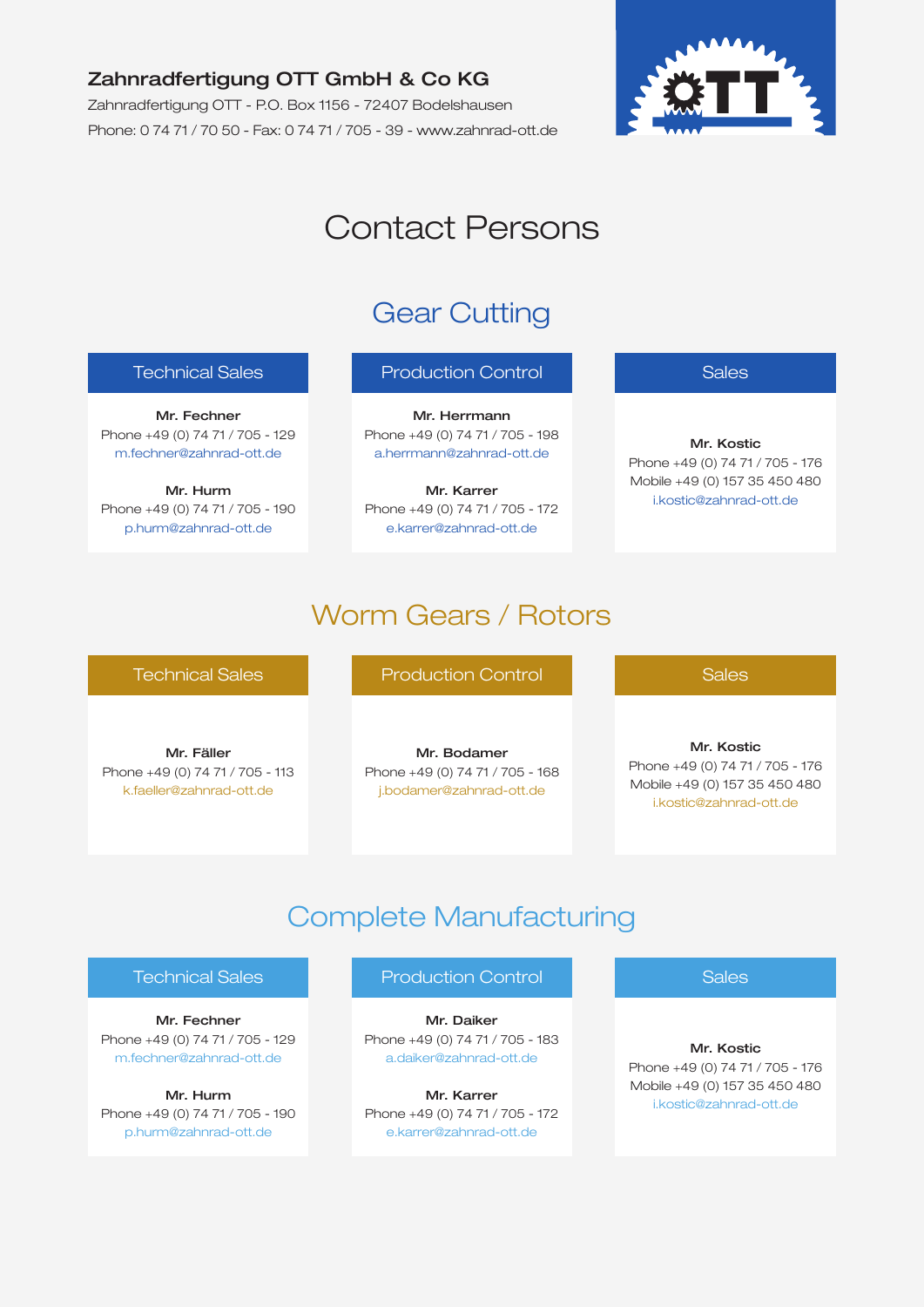**Zahnradfertigung OTT GmbH & Co KG**

Zahnradfertigung OTT - P.O. Box 1156 - 72407 Bodelshausen

Phone: 0 74 71 / 70 50 - Fax: 0 74 71 / 705 - 39 - www.zahnrad-ott.de

# Contact Persons

## Gear Cutting

### Technical Sales

**Mr. Fechner**
Phone +49 (0) 74 71 / 705 - 129
m.fechner@zahnrad-ott.de

**Mr. Hurm**
Phone +49 (0) 74 71 / 705 - 190
p.hurm@zahnrad-ott.de

### Production Control

**Mr. Herrmann**
Phone +49 (0) 74 71 / 705 - 198
a.herrmann@zahnrad-ott.de

**Mr. Karrer**
Phone +49 (0) 74 71 / 705 - 172
e.karrer@zahnrad-ott.de

### Sales

**Mr. Kostic**
Phone +49 (0) 74 71 / 705 - 176
Mobile +49 (0) 157 35 450 480
i.kostic@zahnrad-ott.de

## Worm Gears / Rotors

### Technical Sales

**Mr. Fäller**
Phone +49 (0) 74 71 / 705 - 113
k.faeller@zahnrad-ott.de

### Production Control

**Mr. Bodamer**
Phone +49 (0) 74 71 / 705 - 168
j.bodamer@zahnrad-ott.de

### Sales

**Mr. Kostic**
Phone +49 (0) 74 71 / 705 - 176
Mobile +49 (0) 157 35 450 480
i.kostic@zahnrad-ott.de

## Complete Manufacturing

### Technical Sales

**Mr. Fechner**
Phone +49 (0) 74 71 / 705 - 129
m.fechner@zahnrad-ott.de

**Mr. Hurm**
Phone +49 (0) 74 71 / 705 - 190
p.hurm@zahnrad-ott.de

### Production Control

**Mr. Daiker**
Phone +49 (0) 74 71 / 705 - 183
a.daiker@zahnrad-ott.de

**Mr. Karrer**
Phone +49 (0) 74 71 / 705 - 172
e.karrer@zahnrad-ott.de

### Sales

**Mr. Kostic**
Phone +49 (0) 74 71 / 705 - 176
Mobile +49 (0) 157 35 450 480
i.kostic@zahnrad-ott.de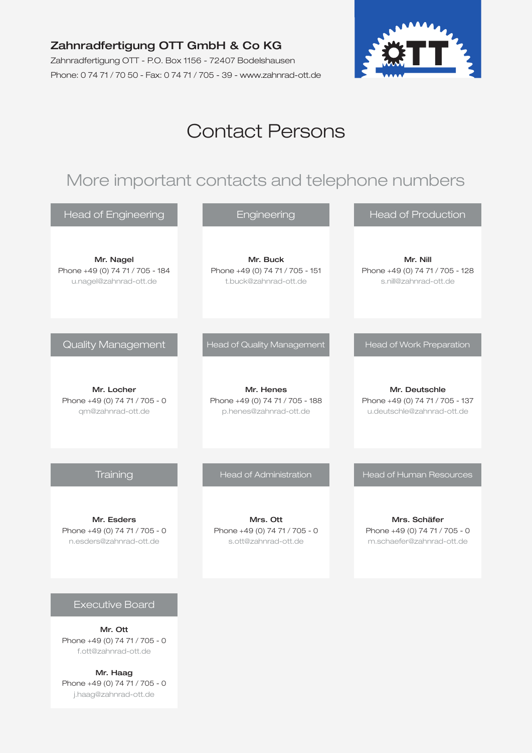**Zahnradfertigung OTT GmbH & Co KG**
Zahnradfertigung OTT - P.O. Box 1156 - 72407 Bodelshausen
Phone: 0 74 71 / 70 50 - Fax: 0 74 71 / 705 - 39 - www.zahnrad-ott.de

# Contact Persons

## More important contacts and telephone numbers

### Head of Engineering

**Mr. Nagel**
Phone +49 (0) 74 71 / 705 - 184
u.nagel@zahnrad-ott.de

### Engineering

**Mr. Buck**
Phone +49 (0) 74 71 / 705 - 151
t.buck@zahnrad-ott.de

### Head of Production

**Mr. Nill**
Phone +49 (0) 74 71 / 705 - 128
s.nill@zahnrad-ott.de

### Quality Management

**Mr. Locher**
Phone +49 (0) 74 71 / 705 - 0
qm@zahnrad-ott.de

### Head of Quality Management

**Mr. Henes**
Phone +49 (0) 74 71 / 705 - 188
p.henes@zahnrad-ott.de

### Head of Work Preparation

**Mr. Deutschle**
Phone +49 (0) 74 71 / 705 - 137
u.deutschle@zahnrad-ott.de

### Training

**Mr. Esders**
Phone +49 (0) 74 71 / 705 - 0
n.esders@zahnrad-ott.de

### Head of Administration

**Mrs. Ott**
Phone +49 (0) 74 71 / 705 - 0
s.ott@zahnrad-ott.de

### Head of Human Resources

**Mrs. Schäfer**
Phone +49 (0) 74 71 / 705 - 0
m.schaefer@zahnrad-ott.de

### Executive Board

**Mr. Ott**
Phone +49 (0) 74 71 / 705 - 0
f.ott@zahnrad-ott.de

**Mr. Haag**
Phone +49 (0) 74 71 / 705 - 0
j.haag@zahnrad-ott.de